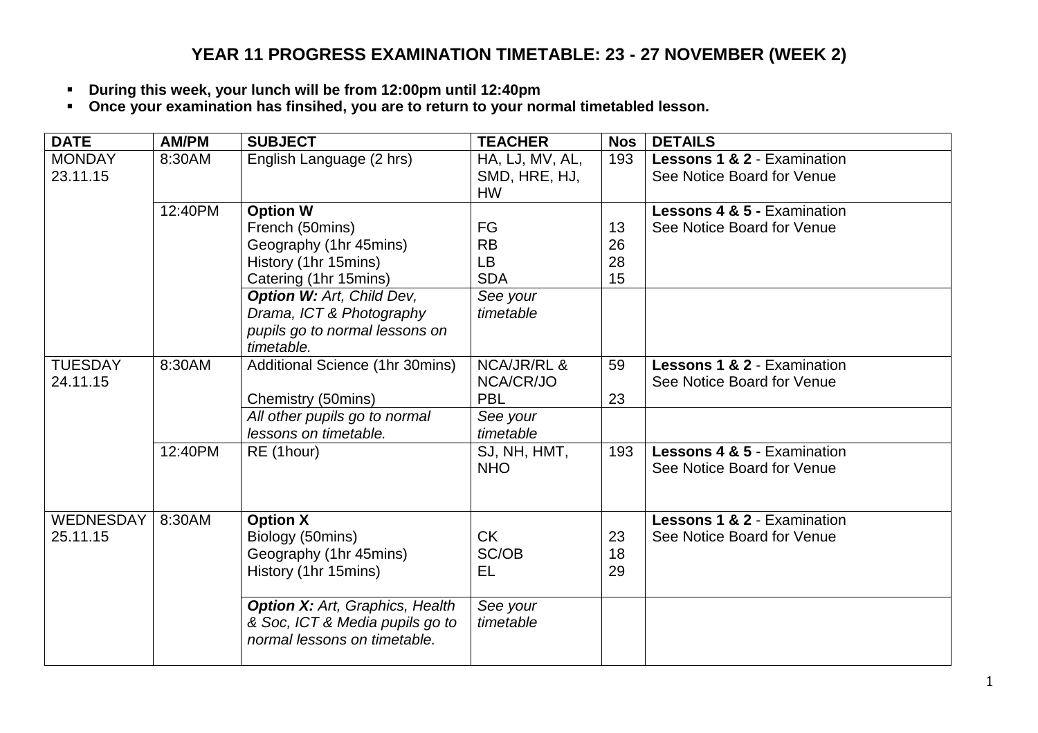# YEAR 11 PROGRESS EXAMINATION TIMETABLE: 23 - 27 NOVEMBER (WEEK 2)

- **During this week, your lunch will be from 12:00pm until 12:40pm**
- **Once your examination has finsihed, you are to return to your normal timetabled lesson.**

| DATE | AM/PM | SUBJECT | TEACHER | Nos | DETAILS |
|---|---|---|---|---|---|
| MONDAY 23.11.15 | 8:30AM | English Language (2 hrs) | HA, LJ, MV, AL, SMD, HRE, HJ, HW | 193 | **Lessons 1 & 2** - Examination See Notice Board for Venue |
| | 12:40PM | **Option W**<br>French (50mins)<br>Geography (1hr 45mins)<br>History (1hr 15mins)<br>Catering (1hr 15mins) | <br>FG<br>RB<br>LB<br>SDA | <br>13<br>26<br>28<br>15 | **Lessons 4 & 5 -** Examination See Notice Board for Venue |
| | | ***Option W:*** *Art, Child Dev, Drama, ICT & Photography pupils go to normal lessons on timetable.* | *See your timetable* | | |
| TUESDAY 24.11.15 | 8:30AM | Additional Science (1hr 30mins)<br><br>Chemistry (50mins) | NCA/JR/RL & NCA/CR/JO<br>PBL | 59<br><br>23 | **Lessons 1 & 2** - Examination See Notice Board for Venue |
| | | *All other pupils go to normal lessons on timetable.* | *See your timetable* | | |
| | 12:40PM | RE (1hour) | SJ, NH, HMT, NHO | 193 | **Lessons 4 & 5** - Examination See Notice Board for Venue |
| WEDNESDAY 25.11.15 | 8:30AM | **Option X**<br>Biology (50mins)<br>Geography (1hr 45mins)<br>History (1hr 15mins) | <br>CK<br>SC/OB<br>EL | <br>23<br>18<br>29 | **Lessons 1 & 2** - Examination See Notice Board for Venue |
| | | ***Option X:*** *Art, Graphics, Health & Soc, ICT & Media pupils go to normal lessons on timetable.* | *See your timetable* | | |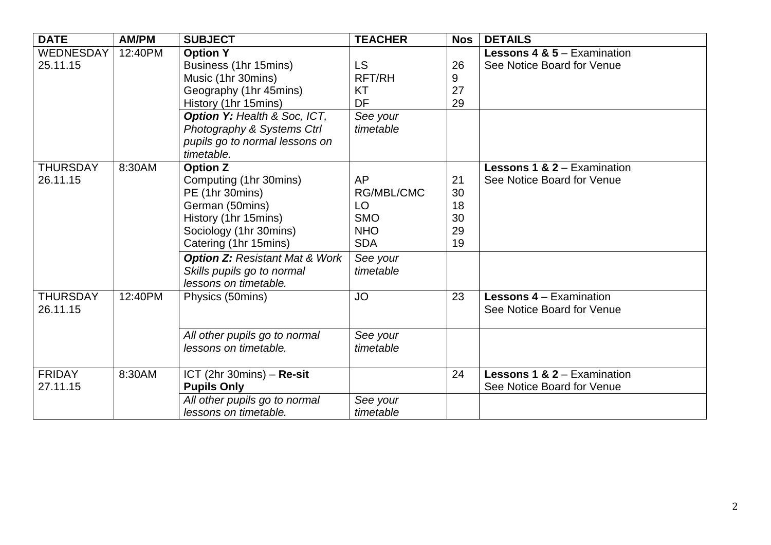| DATE | AM/PM | SUBJECT | TEACHER | Nos | DETAILS |
|---|---|---|---|---|---|
| WEDNESDAY 25.11.15 | 12:40PM | **Option Y**<br>Business (1hr 15mins)<br>Music (1hr 30mins)<br>Geography (1hr 45mins)<br>History (1hr 15mins) | <br>LS<br>RFT/RH<br>KT<br>DF | <br>26<br>9<br>27<br>29 | **Lessons 4 & 5** – Examination<br>See Notice Board for Venue |
| | | ***Option Y:*** *Health & Soc, ICT, Photography & Systems Ctrl pupils go to normal lessons on timetable.* | *See your timetable* | | |
| THURSDAY 26.11.15 | 8:30AM | **Option Z**<br>Computing (1hr 30mins)<br>PE (1hr 30mins)<br>German (50mins)<br>History (1hr 15mins)<br>Sociology (1hr 30mins)<br>Catering (1hr 15mins) | <br>AP<br>RG/MBL/CMC<br>LO<br>SMO<br>NHO<br>SDA | <br>21<br>30<br>18<br>30<br>29<br>19 | **Lessons 1 & 2** – Examination<br>See Notice Board for Venue |
| | | ***Option Z:*** *Resistant Mat & Work Skills pupils go to normal lessons on timetable.* | *See your timetable* | | |
| THURSDAY 26.11.15 | 12:40PM | Physics (50mins) | JO | 23 | **Lessons 4** – Examination<br>See Notice Board for Venue |
| | | *All other pupils go to normal lessons on timetable.* | *See your timetable* | | |
| FRIDAY 27.11.15 | 8:30AM | ICT (2hr 30mins) – **Re-sit Pupils Only** | | 24 | **Lessons 1 & 2** – Examination<br>See Notice Board for Venue |
| | | *All other pupils go to normal lessons on timetable.* | *See your timetable* | | |